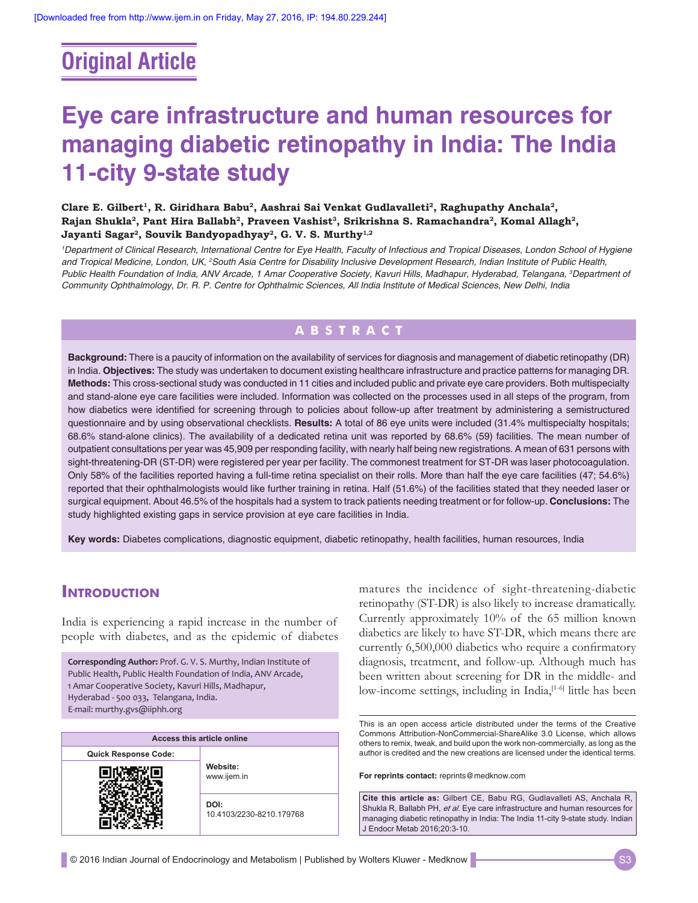Original Article

# Eye care infrastructure and human resources for managing diabetic retinopathy in India: The India 11-city 9-state study

**Clare E. Gilbert[1], R. Giridhara Babu[2], Aashrai Sai Venkat Gudlavalleti[2], Raghupathy Anchala[2], Rajan Shukla[2], Pant Hira Ballabh[2], Praveen Vashist[3], Srikrishna S. Ramachandra[2], Komal Allagh[2], Jayanti Sagar[2], Souvik Bandyopadhyay[2], G. V. S. Murthy[1,2]**

*[1]Department of Clinical Research, International Centre for Eye Health, Faculty of Infectious and Tropical Diseases, London School of Hygiene and Tropical Medicine, London, UK, [2]South Asia Centre for Disability Inclusive Development Research, Indian Institute of Public Health, Public Health Foundation of India, ANV Arcade, 1 Amar Cooperative Society, Kavuri Hills, Madhapur, Hyderabad, Telangana, [3]Department of Community Ophthalmology, Dr. R. P. Centre for Ophthalmic Sciences, All India Institute of Medical Sciences, New Delhi, India*

## ABSTRACT

**Background:** There is a paucity of information on the availability of services for diagnosis and management of diabetic retinopathy (DR) in India. **Objectives:** The study was undertaken to document existing healthcare infrastructure and practice patterns for managing DR. **Methods:** This cross-sectional study was conducted in 11 cities and included public and private eye care providers. Both multispecialty and stand-alone eye care facilities were included. Information was collected on the processes used in all steps of the program, from how diabetics were identified for screening through to policies about follow-up after treatment by administering a semistructured questionnaire and by using observational checklists. **Results:** A total of 86 eye units were included (31.4% multispecialty hospitals; 68.6% stand-alone clinics). The availability of a dedicated retina unit was reported by 68.6% (59) facilities. The mean number of outpatient consultations per year was 45,909 per responding facility, with nearly half being new registrations. A mean of 631 persons with sight-threatening-DR (ST-DR) were registered per year per facility. The commonest treatment for ST-DR was laser photocoagulation. Only 58% of the facilities reported having a full-time retina specialist on their rolls. More than half the eye care facilities (47; 54.6%) reported that their ophthalmologists would like further training in retina. Half (51.6%) of the facilities stated that they needed laser or surgical equipment. About 46.5% of the hospitals had a system to track patients needing treatment or for follow-up. **Conclusions:** The study highlighted existing gaps in service provision at eye care facilities in India.

**Key words:** Diabetes complications, diagnostic equipment, diabetic retinopathy, health facilities, human resources, India

## Introduction

India is experiencing a rapid increase in the number of people with diabetes, and as the epidemic of diabetes matures the incidence of sight-threatening-diabetic retinopathy (ST-DR) is also likely to increase dramatically. Currently approximately 10% of the 65 million known diabetics are likely to have ST-DR, which means there are currently 6,500,000 diabetics who require a confirmatory diagnosis, treatment, and follow-up. Although much has been written about screening for DR in the middle- and low-income settings, including in India,[1-6] little has been

**Corresponding Author:** Prof. G. V. S. Murthy, Indian Institute of Public Health, Public Health Foundation of India, ANV Arcade, 1 Amar Cooperative Society, Kavuri Hills, Madhapur, Hyderabad - 500 033, Telangana, India. E-mail: murthy.gvs@iiphh.org

| Access this article online | |
|---|---|
| Quick Response Code: | Website: www.ijem.in |
| | DOI: 10.4103/2230-8210.179768 |

This is an open access article distributed under the terms of the Creative Commons Attribution-NonCommercial-ShareAlike 3.0 License, which allows others to remix, tweak, and build upon the work non-commercially, as long as the author is credited and the new creations are licensed under the identical terms.

**For reprints contact:** reprints@medknow.com

**Cite this article as:** Gilbert CE, Babu RG, Gudlavalleti AS, Anchala R, Shukla R, Ballabh PH, *et al*. Eye care infrastructure and human resources for managing diabetic retinopathy in India: The India 11-city 9-state study. Indian J Endocr Metab 2016;20:3-10.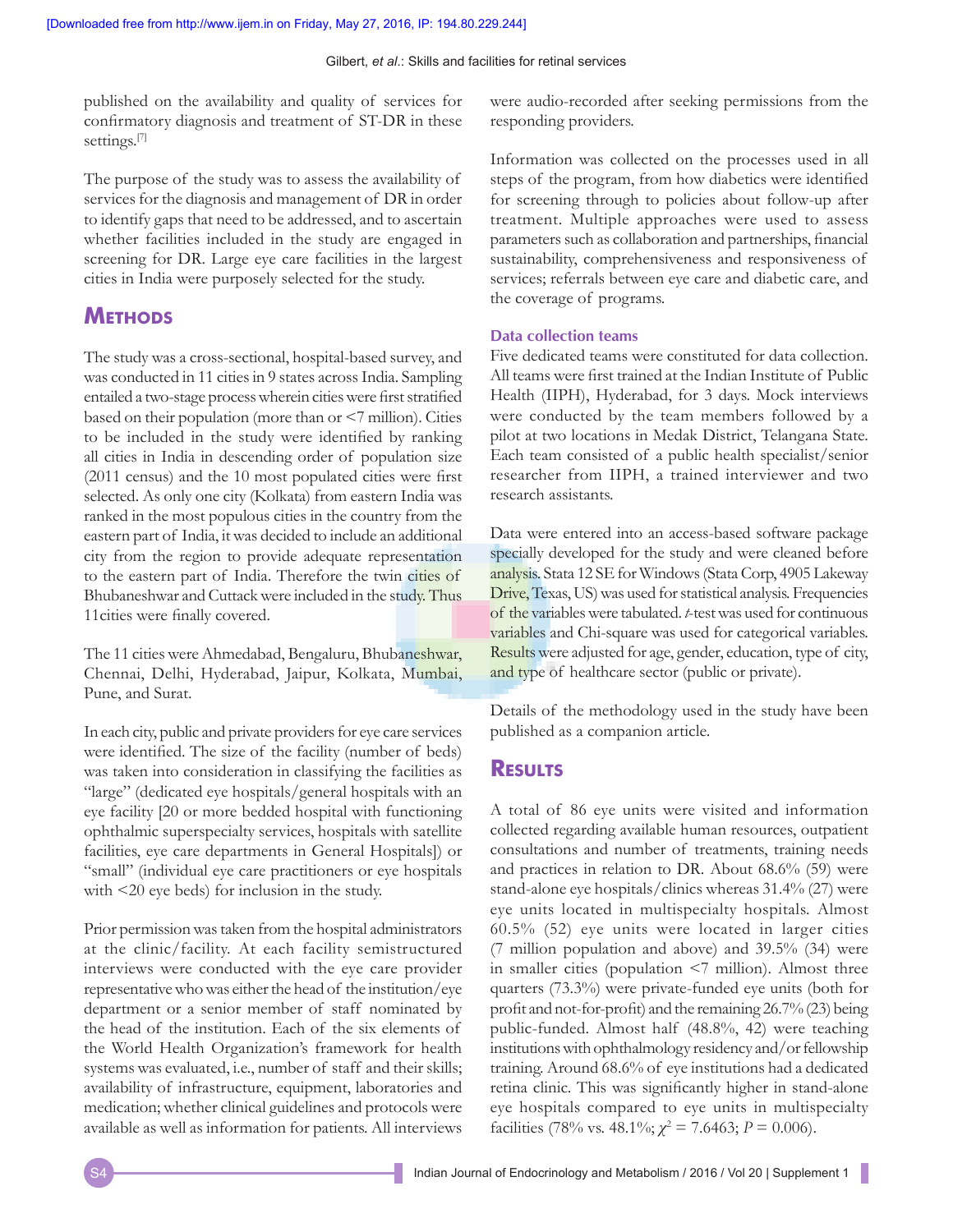published on the availability and quality of services for confirmatory diagnosis and treatment of ST-DR in these settings.[7]

The purpose of the study was to assess the availability of services for the diagnosis and management of DR in order to identify gaps that need to be addressed, and to ascertain whether facilities included in the study are engaged in screening for DR. Large eye care facilities in the largest cities in India were purposely selected for the study.

## Methods

The study was a cross-sectional, hospital-based survey, and was conducted in 11 cities in 9 states across India. Sampling entailed a two-stage process wherein cities were first stratified based on their population (more than or <7 million). Cities to be included in the study were identified by ranking all cities in India in descending order of population size (2011 census) and the 10 most populated cities were first selected. As only one city (Kolkata) from eastern India was ranked in the most populous cities in the country from the eastern part of India, it was decided to include an additional city from the region to provide adequate representation to the eastern part of India. Therefore the twin cities of Bhubaneshwar and Cuttack were included in the study. Thus 11cities were finally covered.

The 11 cities were Ahmedabad, Bengaluru, Bhubaneshwar, Chennai, Delhi, Hyderabad, Jaipur, Kolkata, Mumbai, Pune, and Surat.

In each city, public and private providers for eye care services were identified. The size of the facility (number of beds) was taken into consideration in classifying the facilities as "large" (dedicated eye hospitals/general hospitals with an eye facility [20 or more bedded hospital with functioning ophthalmic superspecialty services, hospitals with satellite facilities, eye care departments in General Hospitals]) or "small" (individual eye care practitioners or eye hospitals with <20 eye beds) for inclusion in the study.

Prior permission was taken from the hospital administrators at the clinic/facility. At each facility semistructured interviews were conducted with the eye care provider representative who was either the head of the institution/eye department or a senior member of staff nominated by the head of the institution. Each of the six elements of the World Health Organization's framework for health systems was evaluated, i.e., number of staff and their skills; availability of infrastructure, equipment, laboratories and medication; whether clinical guidelines and protocols were available as well as information for patients. All interviews were audio-recorded after seeking permissions from the responding providers.

Information was collected on the processes used in all steps of the program, from how diabetics were identified for screening through to policies about follow-up after treatment. Multiple approaches were used to assess parameters such as collaboration and partnerships, financial sustainability, comprehensiveness and responsiveness of services; referrals between eye care and diabetic care, and the coverage of programs.

### Data collection teams

Five dedicated teams were constituted for data collection. All teams were first trained at the Indian Institute of Public Health (IIPH), Hyderabad, for 3 days. Mock interviews were conducted by the team members followed by a pilot at two locations in Medak District, Telangana State. Each team consisted of a public health specialist/senior researcher from IIPH, a trained interviewer and two research assistants.

Data were entered into an access-based software package specially developed for the study and were cleaned before analysis. Stata 12 SE for Windows (Stata Corp, 4905 Lakeway Drive, Texas, US) was used for statistical analysis. Frequencies of the variables were tabulated. *t*-test was used for continuous variables and Chi-square was used for categorical variables. Results were adjusted for age, gender, education, type of city, and type of healthcare sector (public or private).

Details of the methodology used in the study have been published as a companion article.

## Results

A total of 86 eye units were visited and information collected regarding available human resources, outpatient consultations and number of treatments, training needs and practices in relation to DR. About 68.6% (59) were stand-alone eye hospitals/clinics whereas 31.4% (27) were eye units located in multispecialty hospitals. Almost 60.5% (52) eye units were located in larger cities (7 million population and above) and 39.5% (34) were in smaller cities (population <7 million). Almost three quarters (73.3%) were private-funded eye units (both for profit and not-for-profit) and the remaining 26.7% (23) being public-funded. Almost half (48.8%, 42) were teaching institutions with ophthalmology residency and/or fellowship training. Around 68.6% of eye institutions had a dedicated retina clinic. This was significantly higher in stand-alone eye hospitals compared to eye units in multispecialty facilities (78% vs. 48.1%; $\chi^2 = 7.6463$; $P = 0.006$).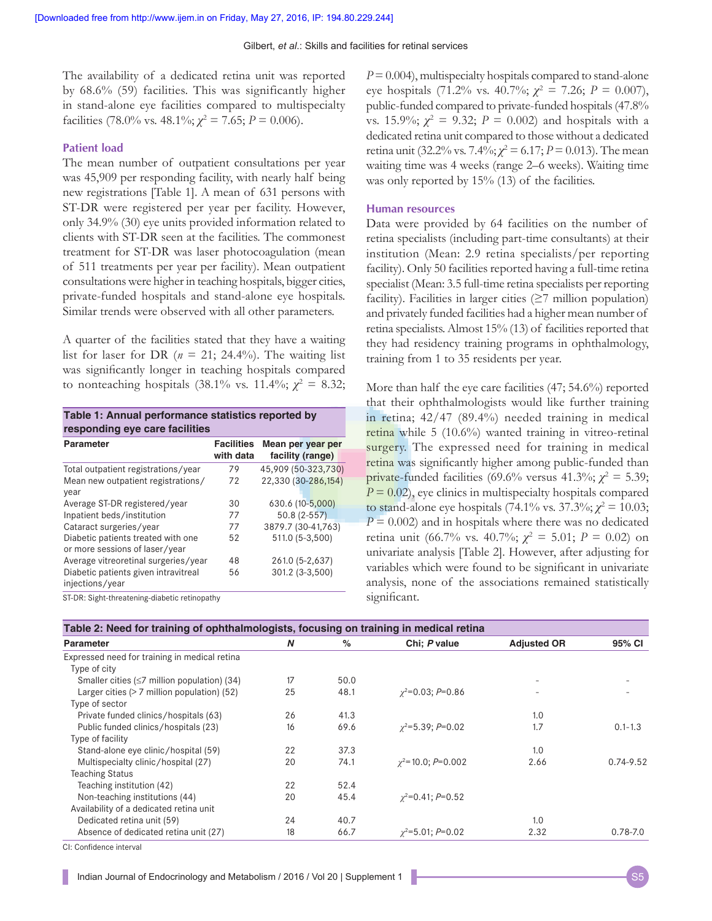The availability of a dedicated retina unit was reported by 68.6% (59) facilities. This was significantly higher in stand-alone eye facilities compared to multispecialty facilities (78.0% vs. 48.1%; $\chi^2$ = 7.65; $P$ = 0.006).

### Patient load

The mean number of outpatient consultations per year was 45,909 per responding facility, with nearly half being new registrations [Table 1]. A mean of 631 persons with ST-DR were registered per year per facility. However, only 34.9% (30) eye units provided information related to clients with ST-DR seen at the facilities. The commonest treatment for ST-DR was laser photocoagulation (mean of 511 treatments per year per facility). Mean outpatient consultations were higher in teaching hospitals, bigger cities, private-funded hospitals and stand-alone eye hospitals. Similar trends were observed with all other parameters.

A quarter of the facilities stated that they have a waiting list for laser for DR ($n$ = 21; 24.4%). The waiting list was significantly longer in teaching hospitals compared to nonteaching hospitals (38.1% vs. 11.4%; $\chi^2$ = 8.32; $P$ = 0.004), multispecialty hospitals compared to stand-alone eye hospitals (71.2% vs. 40.7%; $\chi^2$ = 7.26; $P$ = 0.007), public-funded compared to private-funded hospitals (47.8% vs. 15.9%; $\chi^2$ = 9.32; $P$ = 0.002) and hospitals with a dedicated retina unit compared to those without a dedicated retina unit (32.2% vs. 7.4%; $\chi^2$ = 6.17; $P$ = 0.013). The mean waiting time was 4 weeks (range 2–6 weeks). Waiting time was only reported by 15% (13) of the facilities.

**Table 1: Annual performance statistics reported by responding eye care facilities**

| Parameter | Facilities with data | Mean per year per facility (range) |
|---|---|---|
| Total outpatient registrations/year | 79 | 45,909 (50-323,730) |
| Mean new outpatient registrations/year | 72 | 22,330 (30-286,154) |
| Average ST-DR registered/year | 30 | 630.6 (10-5,000) |
| Inpatient beds/institution | 77 | 50.8 (2-557) |
| Cataract surgeries/year | 77 | 3879.7 (30-41,763) |
| Diabetic patients treated with one or more sessions of laser/year | 52 | 511.0 (5-3,500) |
| Average vitreoretinal surgeries/year | 48 | 261.0 (5-2,637) |
| Diabetic patients given intravitreal injections/year | 56 | 301.2 (3-3,500) |

ST-DR: Sight-threatening-diabetic retinopathy

### Human resources

Data were provided by 64 facilities on the number of retina specialists (including part-time consultants) at their institution (Mean: 2.9 retina specialists/per reporting facility). Only 50 facilities reported having a full-time retina specialist (Mean: 3.5 full-time retina specialists per reporting facility). Facilities in larger cities (≥7 million population) and privately funded facilities had a higher mean number of retina specialists. Almost 15% (13) of facilities reported that they had residency training programs in ophthalmology, training from 1 to 35 residents per year.

More than half the eye care facilities (47; 54.6%) reported that their ophthalmologists would like further training in retina; 42/47 (89.4%) needed training in medical retina while 5 (10.6%) wanted training in vitreo-retinal surgery. The expressed need for training in medical retina was significantly higher among public-funded than private-funded facilities (69.6% versus 41.3%; $\chi^2$ = 5.39; $P$ = 0.02), eye clinics in multispecialty hospitals compared to stand-alone eye hospitals (74.1% vs. 37.3%; $\chi^2$ = 10.03; $P$ = 0.002) and in hospitals where there was no dedicated retina unit (66.7% vs. 40.7%; $\chi^2$ = 5.01; $P$ = 0.02) on univariate analysis [Table 2]. However, after adjusting for variables which were found to be significant in univariate analysis, none of the associations remained statistically significant.

**Table 2: Need for training of ophthalmologists, focusing on training in medical retina**

| Parameter | N | % | Chi; P value | Adjusted OR | 95% CI |
|---|---|---|---|---|---|
| Expressed need for training in medical retina | | | | | |
| Type of city | | | | | |
| Smaller cities (≤7 million population) (34) | 17 | 50.0 | | - | - |
| Larger cities (> 7 million population) (52) | 25 | 48.1 | $\chi^2$=0.03; $P$=0.86 | - | - |
| Type of sector | | | | | |
| Private funded clinics/hospitals (63) | 26 | 41.3 | | 1.0 | |
| Public funded clinics/hospitals (23) | 16 | 69.6 | $\chi^2$=5.39; $P$=0.02 | 1.7 | 0.1-1.3 |
| Type of facility | | | | | |
| Stand-alone eye clinic/hospital (59) | 22 | 37.3 | | 1.0 | |
| Multispecialty clinic/hospital (27) | 20 | 74.1 | $\chi^2$=10.0; $P$=0.002 | 2.66 | 0.74-9.52 |
| Teaching Status | | | | | |
| Teaching institution (42) | 22 | 52.4 | | | |
| Non-teaching institutions (44) | 20 | 45.4 | $\chi^2$=0.41; $P$=0.52 | | |
| Availability of a dedicated retina unit | | | | | |
| Dedicated retina unit (59) | 24 | 40.7 | | 1.0 | |
| Absence of dedicated retina unit (27) | 18 | 66.7 | $\chi^2$=5.01; $P$=0.02 | 2.32 | 0.78-7.0 |

CI: Confidence interval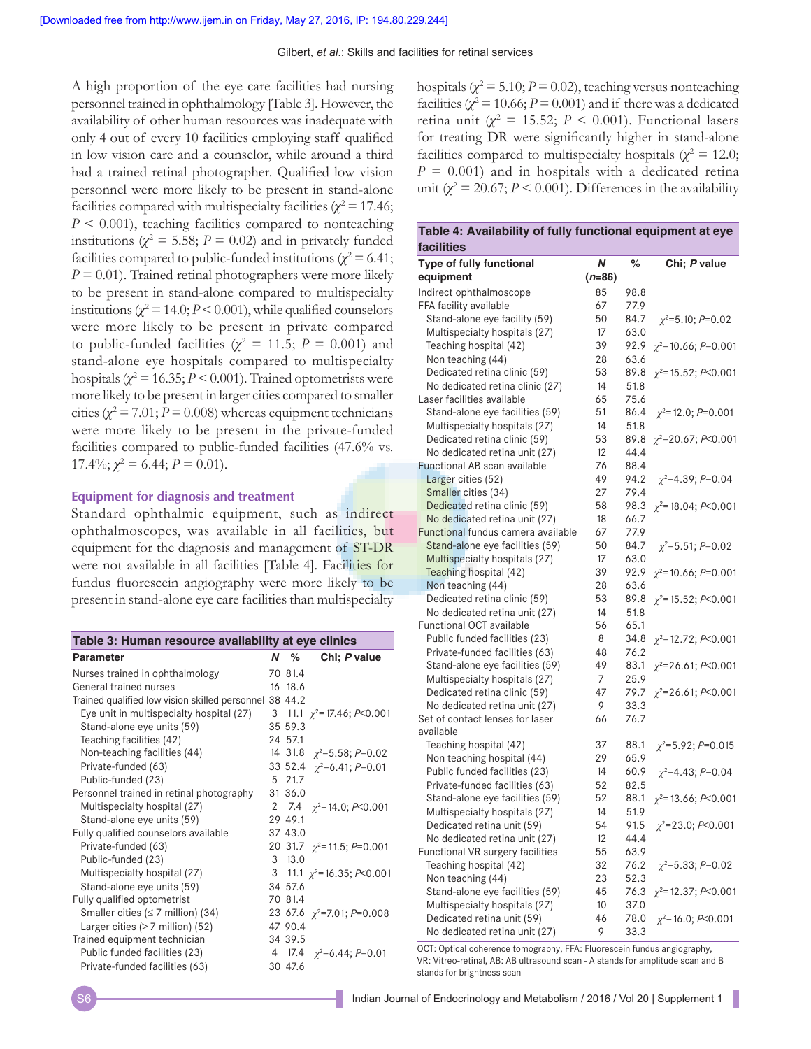A high proportion of the eye care facilities had nursing personnel trained in ophthalmology [Table 3]. However, the availability of other human resources was inadequate with only 4 out of every 10 facilities employing staff qualified in low vision care and a counselor, while around a third had a trained retinal photographer. Qualified low vision personnel were more likely to be present in stand-alone facilities compared with multispecialty facilities ($\chi^2 = 17.46$; $P < 0.001$), teaching facilities compared to nonteaching institutions ($\chi^2 = 5.58$; $P = 0.02$) and in privately funded facilities compared to public-funded institutions ($\chi^2 = 6.41$; $P = 0.01$). Trained retinal photographers were more likely to be present in stand-alone compared to multispecialty institutions ($\chi^2 = 14.0$; $P < 0.001$), while qualified counselors were more likely to be present in private compared to public-funded facilities ($\chi^2 = 11.5$; $P = 0.001$) and stand-alone eye hospitals compared to multispecialty hospitals ($\chi^2 = 16.35$; $P < 0.001$). Trained optometrists were more likely to be present in larger cities compared to smaller cities ($\chi^2 = 7.01$; $P = 0.008$) whereas equipment technicians were more likely to be present in the private-funded facilities compared to public-funded facilities (47.6% vs. 17.4%; $\chi^2 = 6.44$; $P = 0.01$).

**Table 3: Human resource availability at eye clinics**

| Parameter | N | % | Chi; P value |
|---|---|---|---|
| Nurses trained in ophthalmology | 70 | 81.4 | |
| General trained nurses | 16 | 18.6 | |
| Trained qualified low vision skilled personnel | 38 | 44.2 | |
| Eye unit in multispecialty hospital (27) | 3 | 11.1 | $\chi^2$=17.46; $P$<0.001 |
| Stand-alone eye units (59) | 35 | 59.3 | |
| Teaching facilities (42) | 24 | 57.1 | |
| Non-teaching facilities (44) | 14 | 31.8 | $\chi^2$=5.58; $P$=0.02 |
| Private-funded (63) | 33 | 52.4 | $\chi^2$=6.41; $P$=0.01 |
| Public-funded (23) | 5 | 21.7 | |
| Personnel trained in retinal photography | 31 | 36.0 | |
| Multispecialty hospital (27) | 2 | 7.4 | $\chi^2$=14.0; $P$<0.001 |
| Stand-alone eye units (59) | 29 | 49.1 | |
| Fully qualified counselors available | 37 | 43.0 | |
| Private-funded (63) | 20 | 31.7 | $\chi^2$=11.5; $P$=0.001 |
| Public-funded (23) | 3 | 13.0 | |
| Multispecialty hospital (27) | 3 | 11.1 | $\chi^2$=16.35; $P$<0.001 |
| Stand-alone eye units (59) | 34 | 57.6 | |
| Fully qualified optometrist | 70 | 81.4 | |
| Smaller cities (≤ 7 million) (34) | 23 | 67.6 | $\chi^2$=7.01; $P$=0.008 |
| Larger cities (> 7 million) (52) | 47 | 90.4 | |
| Trained equipment technician | 34 | 39.5 | |
| Public funded facilities (23) | 4 | 17.4 | $\chi^2$=6.44; $P$=0.01 |
| Private-funded facilities (63) | 30 | 47.6 | |

### Equipment for diagnosis and treatment

Standard ophthalmic equipment, such as indirect ophthalmoscopes, was available in all facilities, but equipment for the diagnosis and management of ST-DR were not available in all facilities [Table 4]. Facilities for fundus fluorescein angiography were more likely to be present in stand-alone eye care facilities than multispecialty hospitals ($\chi^2 = 5.10$; $P = 0.02$), teaching versus nonteaching facilities ($\chi^2 = 10.66$; $P = 0.001$) and if there was a dedicated retina unit ($\chi^2 = 15.52$; $P < 0.001$). Functional lasers for treating DR were significantly higher in stand-alone facilities compared to multispecialty hospitals ($\chi^2 = 12.0$; $P = 0.001$) and in hospitals with a dedicated retina unit ($\chi^2 = 20.67$; $P < 0.001$). Differences in the availability

**Table 4: Availability of fully functional equipment at eye facilities**

| Type of fully functional equipment | N (n=86) | % | Chi; P value |
|---|---|---|---|
| Indirect ophthalmoscope | 85 | 98.8 | |
| FFA facility available | 67 | 77.9 | |
| Stand-alone eye facility (59) | 50 | 84.7 | $\chi^2$=5.10; $P$=0.02 |
| Multispecialty hospitals (27) | 17 | 63.0 | |
| Teaching hospital (42) | 39 | 92.9 | $\chi^2$=10.66; $P$=0.001 |
| Non teaching (44) | 28 | 63.6 | |
| Dedicated retina clinic (59) | 53 | 89.8 | $\chi^2$=15.52; $P$<0.001 |
| No dedicated retina clinic (27) | 14 | 51.8 | |
| Laser facilities available | 65 | 75.6 | |
| Stand-alone eye facilities (59) | 51 | 86.4 | $\chi^2$=12.0; $P$=0.001 |
| Multispecialty hospitals (27) | 14 | 51.8 | |
| Dedicated retina clinic (59) | 53 | 89.8 | $\chi^2$=20.67; $P$<0.001 |
| No dedicated retina unit (27) | 12 | 44.4 | |
| Functional AB scan available | 76 | 88.4 | |
| Larger cities (52) | 49 | 94.2 | $\chi^2$=4.39; $P$=0.04 |
| Smaller cities (34) | 27 | 79.4 | |
| Dedicated retina clinic (59) | 58 | 98.3 | $\chi^2$=18.04; $P$<0.001 |
| No dedicated retina unit (27) | 18 | 66.7 | |
| Functional fundus camera available | 67 | 77.9 | |
| Stand-alone eye facilities (59) | 50 | 84.7 | $\chi^2$=5.51; $P$=0.02 |
| Multispecialty hospitals (27) | 17 | 63.0 | |
| Teaching hospital (42) | 39 | 92.9 | $\chi^2$=10.66; $P$=0.001 |
| Non teaching (44) | 28 | 63.6 | |
| Dedicated retina clinic (59) | 53 | 89.8 | $\chi^2$=15.52; $P$<0.001 |
| No dedicated retina unit (27) | 14 | 51.8 | |
| Functional OCT available | 56 | 65.1 | |
| Public funded facilities (23) | 8 | 34.8 | $\chi^2$=12.72; $P$<0.001 |
| Private-funded facilities (63) | 48 | 76.2 | |
| Stand-alone eye facilities (59) | 49 | 83.1 | $\chi^2$=26.61; $P$<0.001 |
| Multispecialty hospitals (27) | 7 | 25.9 | |
| Dedicated retina clinic (59) | 47 | 79.7 | $\chi^2$=26.61; $P$<0.001 |
| No dedicated retina unit (27) | 9 | 33.3 | |
| Set of contact lenses for laser available | 66 | 76.7 | |
| Teaching hospital (42) | 37 | 88.1 | $\chi^2$=5.92; $P$=0.015 |
| Non teaching hospital (44) | 29 | 65.9 | |
| Public funded facilities (23) | 14 | 60.9 | $\chi^2$=4.43; $P$=0.04 |
| Private-funded facilities (63) | 52 | 82.5 | |
| Stand-alone eye facilities (59) | 52 | 88.1 | $\chi^2$=13.66; $P$<0.001 |
| Multispecialty hospitals (27) | 14 | 51.9 | |
| Dedicated retina unit (59) | 54 | 91.5 | $\chi^2$=23.0; $P$<0.001 |
| No dedicated retina unit (27) | 12 | 44.4 | |
| Functional VR surgery facilities | 55 | 63.9 | |
| Teaching hospital (42) | 32 | 76.2 | $\chi^2$=5.33; $P$=0.02 |
| Non teaching (44) | 23 | 52.3 | |
| Stand-alone eye facilities (59) | 45 | 76.3 | $\chi^2$=12.37; $P$<0.001 |
| Multispecialty hospitals (27) | 10 | 37.0 | |
| Dedicated retina unit (59) | 46 | 78.0 | $\chi^2$=16.0; $P$<0.001 |
| No dedicated retina unit (27) | 9 | 33.3 | |

OCT: Optical coherence tomography, FFA: Fluorescein fundus angiography, VR: Vitreo-retinal, AB: AB ultrasound scan - A stands for amplitude scan and B stands for brightness scan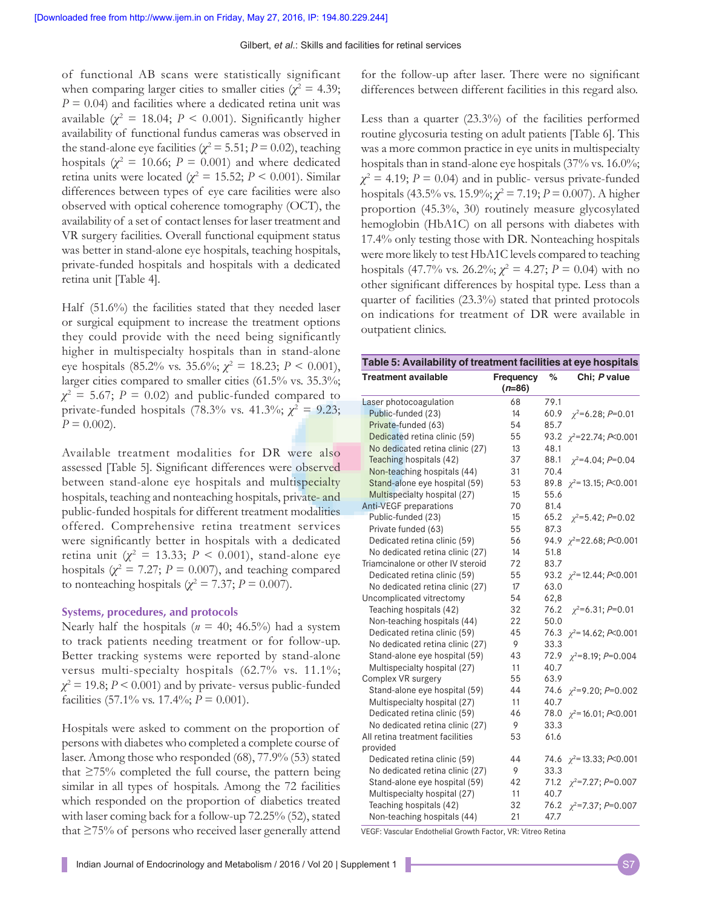of functional AB scans were statistically significant when comparing larger cities to smaller cities ($\chi^2 = 4.39$; $P = 0.04$) and facilities where a dedicated retina unit was available ($\chi^2 = 18.04$; $P < 0.001$). Significantly higher availability of functional fundus cameras was observed in the stand-alone eye facilities ($\chi^2 = 5.51$; $P = 0.02$), teaching hospitals ($\chi^2 = 10.66$; $P = 0.001$) and where dedicated retina units were located ($\chi^2 = 15.52$; $P < 0.001$). Similar differences between types of eye care facilities were also observed with optical coherence tomography (OCT), the availability of a set of contact lenses for laser treatment and VR surgery facilities. Overall functional equipment status was better in stand-alone eye hospitals, teaching hospitals, private-funded hospitals and hospitals with a dedicated retina unit [Table 4].

Half (51.6%) the facilities stated that they needed laser or surgical equipment to increase the treatment options they could provide with the need being significantly higher in multispecialty hospitals than in stand-alone eye hospitals (85.2% vs. 35.6%; $\chi^2 = 18.23$; $P < 0.001$), larger cities compared to smaller cities (61.5% vs. 35.3%; $\chi^2 = 5.67$; $P = 0.02$) and public-funded compared to private-funded hospitals (78.3% vs. 41.3%; $\chi^2 = 9.23$; $P = 0.002$).

Available treatment modalities for DR were also assessed [Table 5]. Significant differences were observed between stand-alone eye hospitals and multispecialty hospitals, teaching and nonteaching hospitals, private- and public-funded hospitals for different treatment modalities offered. Comprehensive retina treatment services were significantly better in hospitals with a dedicated retina unit ($\chi^2 = 13.33$; $P < 0.001$), stand-alone eye hospitals ($\chi^2 = 7.27$; $P = 0.007$), and teaching compared to nonteaching hospitals ($\chi^2 = 7.37$; $P = 0.007$).

### Systems, procedures, and protocols

Nearly half the hospitals ($n = 40$; 46.5%) had a system to track patients needing treatment or for follow-up. Better tracking systems were reported by stand-alone versus multi-specialty hospitals (62.7% vs. 11.1%; $\chi^2 = 19.8$; $P < 0.001$) and by private- versus public-funded facilities (57.1% vs. 17.4%; $P = 0.001$).

Hospitals were asked to comment on the proportion of persons with diabetes who completed a complete course of laser. Among those who responded (68), 77.9% (53) stated that ≥75% completed the full course, the pattern being similar in all types of hospitals. Among the 72 facilities which responded on the proportion of diabetics treated with laser coming back for a follow-up 72.25% (52), stated that ≥75% of persons who received laser generally attend for the follow-up after laser. There were no significant differences between different facilities in this regard also.

Less than a quarter (23.3%) of the facilities performed routine glycosuria testing on adult patients [Table 6]. This was a more common practice in eye units in multispecialty hospitals than in stand-alone eye hospitals (37% vs. 16.0%; $\chi^2 = 4.19$; $P = 0.04$) and in public- versus private-funded hospitals (43.5% vs. 15.9%; $\chi^2 = 7.19$; $P = 0.007$). A higher proportion (45.3%, 30) routinely measure glycosylated hemoglobin (HbA1C) on all persons with diabetes with 17.4% only testing those with DR. Nonteaching hospitals were more likely to test HbA1C levels compared to teaching hospitals (47.7% vs. 26.2%; $\chi^2 = 4.27$; $P = 0.04$) with no other significant differences by hospital type. Less than a quarter of facilities (23.3%) stated that printed protocols on indications for treatment of DR were available in outpatient clinics.

**Table 5: Availability of treatment facilities at eye hospitals**

| Treatment available | Frequency ($n$=86) | % | Chi; $P$ value |
|---|---|---|---|
| Laser photocoagulation | 68 | 79.1 | |
| Public-funded (23) | 14 | 60.9 | $\chi^2$=6.28; $P$=0.01 |
| Private-funded (63) | 54 | 85.7 | |
| Dedicated retina clinic (59) | 55 | 93.2 | $\chi^2$=22.74; $P$<0.001 |
| No dedicated retina clinic (27) | 13 | 48.1 | |
| Teaching hospitals (42) | 37 | 88.1 | $\chi^2$=4.04; $P$=0.04 |
| Non-teaching hospitals (44) | 31 | 70.4 | |
| Stand-alone eye hospital (59) | 53 | 89.8 | $\chi^2$=13.15; $P$<0.001 |
| Multispecialty hospital (27) | 15 | 55.6 | |
| Anti-VEGF preparations | 70 | 81.4 | |
| Public-funded (23) | 15 | 65.2 | $\chi^2$=5.42; $P$=0.02 |
| Private funded (63) | 55 | 87.3 | |
| Dedicated retina clinic (59) | 56 | 94.9 | $\chi^2$=22.68; $P$<0.001 |
| No dedicated retina clinic (27) | 14 | 51.8 | |
| Triamcinalone or other IV steroid | 72 | 83.7 | |
| Dedicated retina clinic (59) | 55 | 93.2 | $\chi^2$=12.44; $P$<0.001 |
| No dedicated retina clinic (27) | 17 | 63.0 | |
| Uncomplicated vitrectomy | 54 | 62,8 | |
| Teaching hospitals (42) | 32 | 76.2 | $\chi^2$=6.31; $P$=0.01 |
| Non-teaching hospitals (44) | 22 | 50.0 | |
| Dedicated retina clinic (59) | 45 | 76.3 | $\chi^2$=14.62; $P$<0.001 |
| No dedicated retina clinic (27) | 9 | 33.3 | |
| Stand-alone eye hospital (59) | 43 | 72.9 | $\chi^2$=8.19; $P$=0.004 |
| Multispecialty hospital (27) | 11 | 40.7 | |
| Complex VR surgery | 55 | 63.9 | |
| Stand-alone eye hospital (59) | 44 | 74.6 | $\chi^2$=9.20; $P$=0.002 |
| Multispecialty hospital (27) | 11 | 40.7 | |
| Dedicated retina clinic (59) | 46 | 78.0 | $\chi^2$=16.01; $P$<0.001 |
| No dedicated retina clinic (27) | 9 | 33.3 | |
| All retina treatment facilities provided | 53 | 61.6 | |
| Dedicated retina clinic (59) | 44 | 74.6 | $\chi^2$=13.33; $P$<0.001 |
| No dedicated retina clinic (27) | 9 | 33.3 | |
| Stand-alone eye hospital (59) | 42 | 71.2 | $\chi^2$=7.27; $P$=0.007 |
| Multispecialty hospital (27) | 11 | 40.7 | |
| Teaching hospitals (42) | 32 | 76.2 | $\chi^2$=7.37; $P$=0.007 |
| Non-teaching hospitals (44) | 21 | 47.7 | |

VEGF: Vascular Endothelial Growth Factor, VR: Vitreo Retina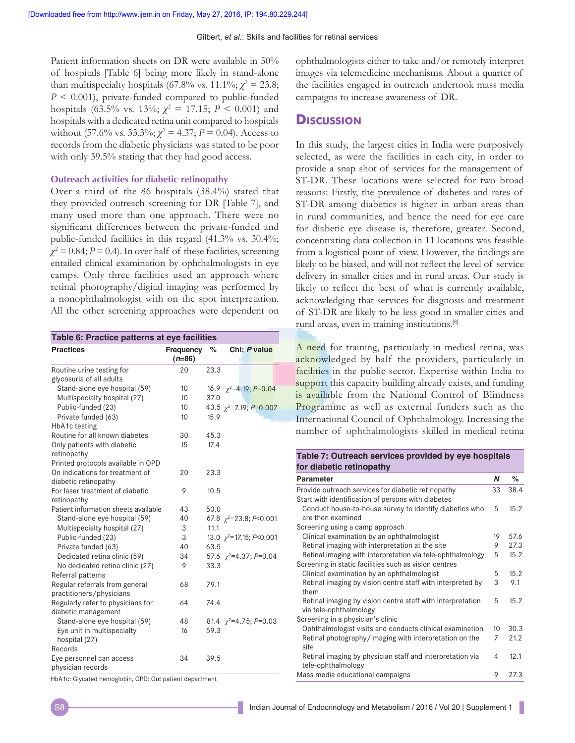Patient information sheets on DR were available in 50% of hospitals [Table 6] being more likely in stand-alone than multispecialty hospitals (67.8% vs. 11.1%; $\chi^2 = 23.8$; $P < 0.001$), private-funded compared to public-funded hospitals (63.5% vs. 13%; $\chi^2 = 17.15$; $P < 0.001$) and hospitals with a dedicated retina unit compared to hospitals without (57.6% vs. 33.3%; $\chi^2 = 4.37$; $P = 0.04$). Access to records from the diabetic physicians was stated to be poor with only 39.5% stating that they had good access.

### Outreach activities for diabetic retinopathy

Over a third of the 86 hospitals (38.4%) stated that they provided outreach screening for DR [Table 7], and many used more than one approach. There were no significant differences between the private-funded and public-funded facilities in this regard (41.3% vs. 30.4%; $\chi^2 = 0.84$; $P = 0.4$). In over half of these facilities, screening entailed clinical examination by ophthalmologists in eye camps. Only three facilities used an approach where retinal photography/digital imaging was performed by a nonophthalmologist with on the spot interpretation. All the other screening approaches were dependent on ophthalmologists either to take and/or remotely interpret images via telemedicine mechanisms. About a quarter of the facilities engaged in outreach undertook mass media campaigns to increase awareness of DR.

**Table 6: Practice patterns at eye facilities**

| Practices | Frequency (*n*=86) | % | Chi; *P* value |
|---|---|---|---|
| Routine urine testing for glycosuria of all adults | 20 | 23.3 | |
| Stand-alone eye hospital (59) | 10 | 16.9 | $\chi^2$=4.19; *P*=0.04 |
| Multispecialty hospital (27) | 10 | 37.0 | |
| Public-funded (23) | 10 | 43.5 | $\chi^2$=7.19; *P*=0.007 |
| Private funded (63) | 10 | 15.9 | |
| HbA1c testing | | | |
| Routine for all known diabetes | 30 | 45.3 | |
| Only patients with diabetic retinopathy | 15 | 17.4 | |
| Printed protocols available in OPD | | | |
| On indications for treatment of diabetic retinopathy | 20 | 23.3 | |
| For laser treatment of diabetic retinopathy | 9 | 10.5 | |
| Patient information sheets available | 43 | 50.0 | |
| Stand-alone eye hospital (59) | 40 | 67.8 | $\chi^2$=23.8; *P*<0.001 |
| Multispecialty hospital (27) | 3 | 11.1 | |
| Public-funded (23) | 3 | 13.0 | $\chi^2$=17.15; *P*<0.001 |
| Private funded (63) | 40 | 63.5 | |
| Dedicated retina clinic (59) | 34 | 57.6 | $\chi^2$=4.37; *P*=0.04 |
| No dedicated retina clinic (27) | 9 | 33.3 | |
| Referral patterns | | | |
| Regular referrals from general practitioners/physicians | 68 | 79.1 | |
| Regularly refer to physicians for diabetic management | 64 | 74.4 | |
| Stand-alone eye hospital (59) | 48 | 81.4 | $\chi^2$=4.75; *P*=0.03 |
| Eye unit in multispecialty hospital (27) | 16 | 59.3 | |
| Records | | | |
| Eye personnel can access physician records | 34 | 39.5 | |

HbA1c: Glycated hemoglobin, OPD: Out patient department

## Discussion

In this study, the largest cities in India were purposively selected, as were the facilities in each city, in order to provide a snap shot of services for the management of ST-DR. These locations were selected for two broad reasons: Firstly, the prevalence of diabetes and rates of ST-DR among diabetics is higher in urban areas than in rural communities, and hence the need for eye care for diabetic eye disease is, therefore, greater. Second, concentrating data collection in 11 locations was feasible from a logistical point of view. However, the findings are likely to be biased, and will not reflect the level of service delivery in smaller cities and in rural areas. Our study is likely to reflect the best of what is currently available, acknowledging that services for diagnosis and treatment of ST-DR are likely to be less good in smaller cities and rural areas, even in training institutions.[8]

A need for training, particularly in medical retina, was acknowledged by half the providers, particularly in facilities in the public sector. Expertise within India to support this capacity building already exists, and funding is available from the National Control of Blindness Programme as well as external funders such as the International Council of Ophthalmology. Increasing the number of ophthalmologists skilled in medical retina

**Table 7: Outreach services provided by eye hospitals for diabetic retinopathy**

| Parameter | *N* | % |
|---|---|---|
| Provide outreach services for diabetic retinopathy | 33 | 38.4 |
| Start with identification of persons with diabetes | | |
| Conduct house-to-house survey to identify diabetics who are then examined | 5 | 15.2 |
| Screening using a camp approach | | |
| Clinical examination by an ophthalmologist | 19 | 57.6 |
| Retinal imaging with interpretation at the site | 9 | 27.3 |
| Retinal imaging with interpretation via tele-ophthalmology | 5 | 15.2 |
| Screening in static facilities such as vision centres | | |
| Clinical examination by an ophthalmologist | 5 | 15.2 |
| Retinal imaging by vision centre staff with interpreted by them | 3 | 9.1 |
| Retinal imaging by vision centre staff with interpretation via tele-ophthalmology | 5 | 15.2 |
| Screening in a physician's clinic | | |
| Ophthalmologist visits and conducts clinical examination | 10 | 30.3 |
| Retinal photography/imaging with interpretation on the site | 7 | 21.2 |
| Retinal imaging by physician staff and interpretation via tele-ophthalmology | 4 | 12.1 |
| Mass media educational campaigns | 9 | 27.3 |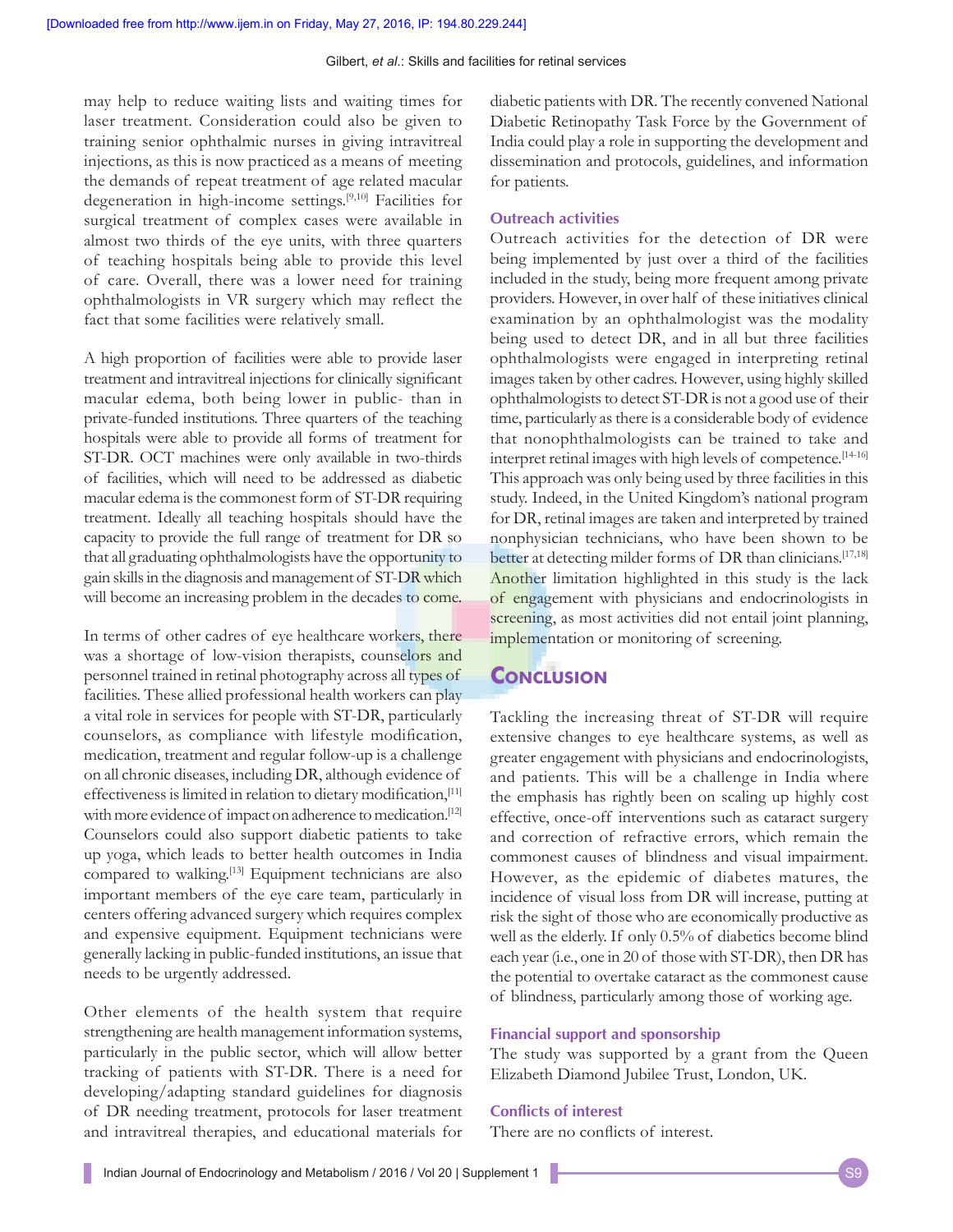may help to reduce waiting lists and waiting times for laser treatment. Consideration could also be given to training senior ophthalmic nurses in giving intravitreal injections, as this is now practiced as a means of meeting the demands of repeat treatment of age related macular degeneration in high-income settings.[9,10] Facilities for surgical treatment of complex cases were available in almost two thirds of the eye units, with three quarters of teaching hospitals being able to provide this level of care. Overall, there was a lower need for training ophthalmologists in VR surgery which may reflect the fact that some facilities were relatively small.

A high proportion of facilities were able to provide laser treatment and intravitreal injections for clinically significant macular edema, both being lower in public- than in private-funded institutions. Three quarters of the teaching hospitals were able to provide all forms of treatment for ST-DR. OCT machines were only available in two-thirds of facilities, which will need to be addressed as diabetic macular edema is the commonest form of ST-DR requiring treatment. Ideally all teaching hospitals should have the capacity to provide the full range of treatment for DR so that all graduating ophthalmologists have the opportunity to gain skills in the diagnosis and management of ST-DR which will become an increasing problem in the decades to come.

In terms of other cadres of eye healthcare workers, there was a shortage of low-vision therapists, counselors and personnel trained in retinal photography across all types of facilities. These allied professional health workers can play a vital role in services for people with ST-DR, particularly counselors, as compliance with lifestyle modification, medication, treatment and regular follow-up is a challenge on all chronic diseases, including DR, although evidence of effectiveness is limited in relation to dietary modification,[11] with more evidence of impact on adherence to medication.[12] Counselors could also support diabetic patients to take up yoga, which leads to better health outcomes in India compared to walking.[13] Equipment technicians are also important members of the eye care team, particularly in centers offering advanced surgery which requires complex and expensive equipment. Equipment technicians were generally lacking in public-funded institutions, an issue that needs to be urgently addressed.

Other elements of the health system that require strengthening are health management information systems, particularly in the public sector, which will allow better tracking of patients with ST-DR. There is a need for developing/adapting standard guidelines for diagnosis of DR needing treatment, protocols for laser treatment and intravitreal therapies, and educational materials for diabetic patients with DR. The recently convened National Diabetic Retinopathy Task Force by the Government of India could play a role in supporting the development and dissemination and protocols, guidelines, and information for patients.

### Outreach activities

Outreach activities for the detection of DR were being implemented by just over a third of the facilities included in the study, being more frequent among private providers. However, in over half of these initiatives clinical examination by an ophthalmologist was the modality being used to detect DR, and in all but three facilities ophthalmologists were engaged in interpreting retinal images taken by other cadres. However, using highly skilled ophthalmologists to detect ST-DR is not a good use of their time, particularly as there is a considerable body of evidence that nonophthalmologists can be trained to take and interpret retinal images with high levels of competence.[14-16] This approach was only being used by three facilities in this study. Indeed, in the United Kingdom's national program for DR, retinal images are taken and interpreted by trained nonphysician technicians, who have been shown to be better at detecting milder forms of DR than clinicians.[17,18] Another limitation highlighted in this study is the lack of engagement with physicians and endocrinologists in screening, as most activities did not entail joint planning, implementation or monitoring of screening.

## Conclusion

Tackling the increasing threat of ST-DR will require extensive changes to eye healthcare systems, as well as greater engagement with physicians and endocrinologists, and patients. This will be a challenge in India where the emphasis has rightly been on scaling up highly cost effective, once-off interventions such as cataract surgery and correction of refractive errors, which remain the commonest causes of blindness and visual impairment. However, as the epidemic of diabetes matures, the incidence of visual loss from DR will increase, putting at risk the sight of those who are economically productive as well as the elderly. If only 0.5% of diabetics become blind each year (i.e., one in 20 of those with ST-DR), then DR has the potential to overtake cataract as the commonest cause of blindness, particularly among those of working age.

### Financial support and sponsorship

The study was supported by a grant from the Queen Elizabeth Diamond Jubilee Trust, London, UK.

### Conflicts of interest

There are no conflicts of interest.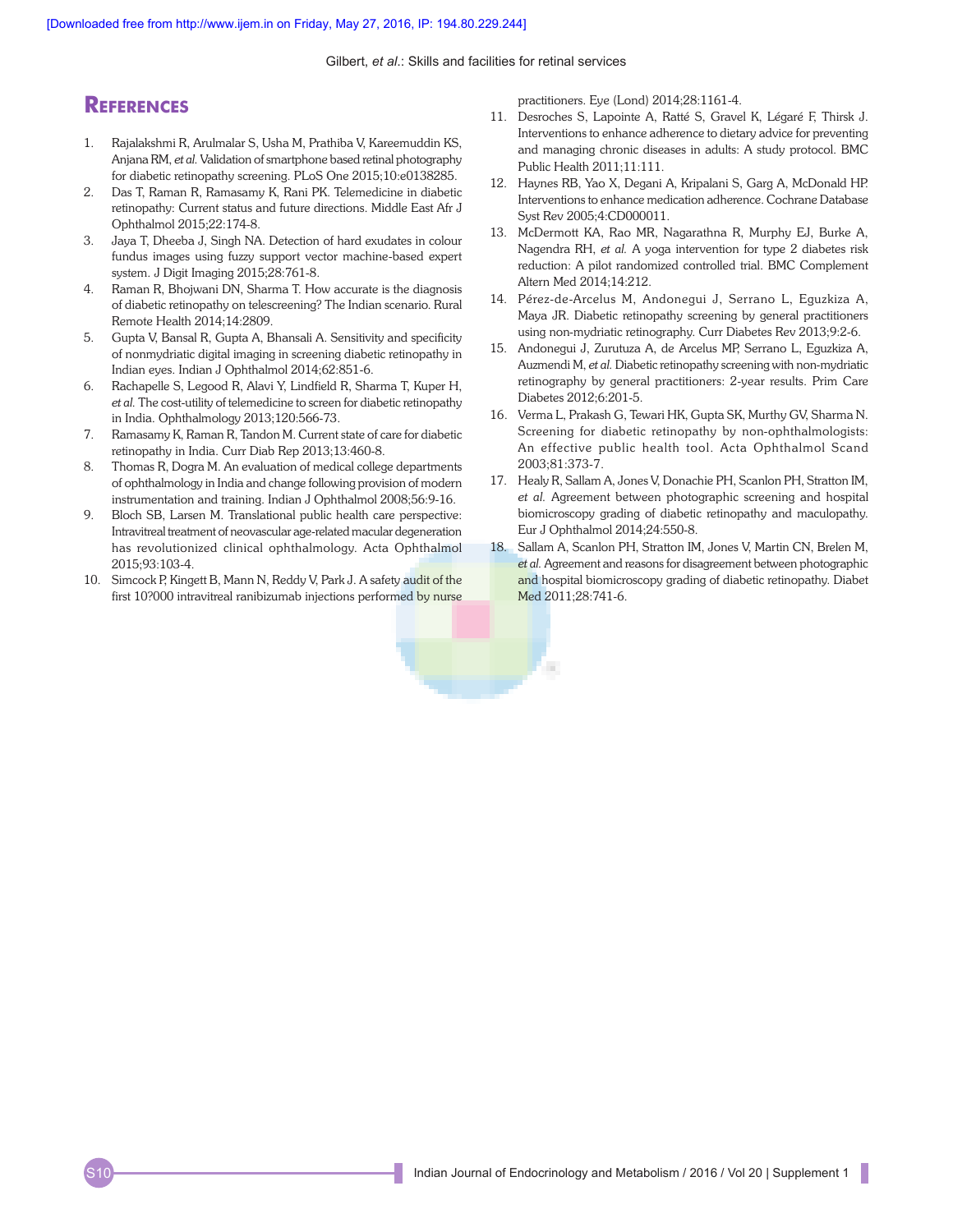## References

1. Rajalakshmi R, Arulmalar S, Usha M, Prathiba V, Kareemuddin KS, Anjana RM, *et al.* Validation of smartphone based retinal photography for diabetic retinopathy screening. PLoS One 2015;10:e0138285.
2. Das T, Raman R, Ramasamy K, Rani PK. Telemedicine in diabetic retinopathy: Current status and future directions. Middle East Afr J Ophthalmol 2015;22:174-8.
3. Jaya T, Dheeba J, Singh NA. Detection of hard exudates in colour fundus images using fuzzy support vector machine-based expert system. J Digit Imaging 2015;28:761-8.
4. Raman R, Bhojwani DN, Sharma T. How accurate is the diagnosis of diabetic retinopathy on telescreening? The Indian scenario. Rural Remote Health 2014;14:2809.
5. Gupta V, Bansal R, Gupta A, Bhansali A. Sensitivity and specificity of nonmydriatic digital imaging in screening diabetic retinopathy in Indian eyes. Indian J Ophthalmol 2014;62:851-6.
6. Rachapelle S, Legood R, Alavi Y, Lindfield R, Sharma T, Kuper H, *et al.* The cost-utility of telemedicine to screen for diabetic retinopathy in India. Ophthalmology 2013;120:566-73.
7. Ramasamy K, Raman R, Tandon M. Current state of care for diabetic retinopathy in India. Curr Diab Rep 2013;13:460-8.
8. Thomas R, Dogra M. An evaluation of medical college departments of ophthalmology in India and change following provision of modern instrumentation and training. Indian J Ophthalmol 2008;56:9-16.
9. Bloch SB, Larsen M. Translational public health care perspective: Intravitreal treatment of neovascular age-related macular degeneration has revolutionized clinical ophthalmology. Acta Ophthalmol 2015;93:103-4.
10. Simcock P, Kingett B, Mann N, Reddy V, Park J. A safety audit of the first 10?000 intravitreal ranibizumab injections performed by nurse practitioners. Eye (Lond) 2014;28:1161-4.
11. Desroches S, Lapointe A, Ratté S, Gravel K, Légaré F, Thirsk J. Interventions to enhance adherence to dietary advice for preventing and managing chronic diseases in adults: A study protocol. BMC Public Health 2011;11:111.
12. Haynes RB, Yao X, Degani A, Kripalani S, Garg A, McDonald HP. Interventions to enhance medication adherence. Cochrane Database Syst Rev 2005;4:CD000011.
13. McDermott KA, Rao MR, Nagarathna R, Murphy EJ, Burke A, Nagendra RH, *et al.* A yoga intervention for type 2 diabetes risk reduction: A pilot randomized controlled trial. BMC Complement Altern Med 2014;14:212.
14. Pérez-de-Arcelus M, Andonegui J, Serrano L, Eguzkiza A, Maya JR. Diabetic retinopathy screening by general practitioners using non-mydriatic retinography. Curr Diabetes Rev 2013;9:2-6.
15. Andonegui J, Zurutuza A, de Arcelus MP, Serrano L, Eguzkiza A, Auzmendi M, *et al.* Diabetic retinopathy screening with non-mydriatic retinography by general practitioners: 2-year results. Prim Care Diabetes 2012;6:201-5.
16. Verma L, Prakash G, Tewari HK, Gupta SK, Murthy GV, Sharma N. Screening for diabetic retinopathy by non-ophthalmologists: An effective public health tool. Acta Ophthalmol Scand 2003;81:373-7.
17. Healy R, Sallam A, Jones V, Donachie PH, Scanlon PH, Stratton IM, *et al.* Agreement between photographic screening and hospital biomicroscopy grading of diabetic retinopathy and maculopathy. Eur J Ophthalmol 2014;24:550-8.
18. Sallam A, Scanlon PH, Stratton IM, Jones V, Martin CN, Brelen M, *et al.* Agreement and reasons for disagreement between photographic and hospital biomicroscopy grading of diabetic retinopathy. Diabet Med 2011;28:741-6.